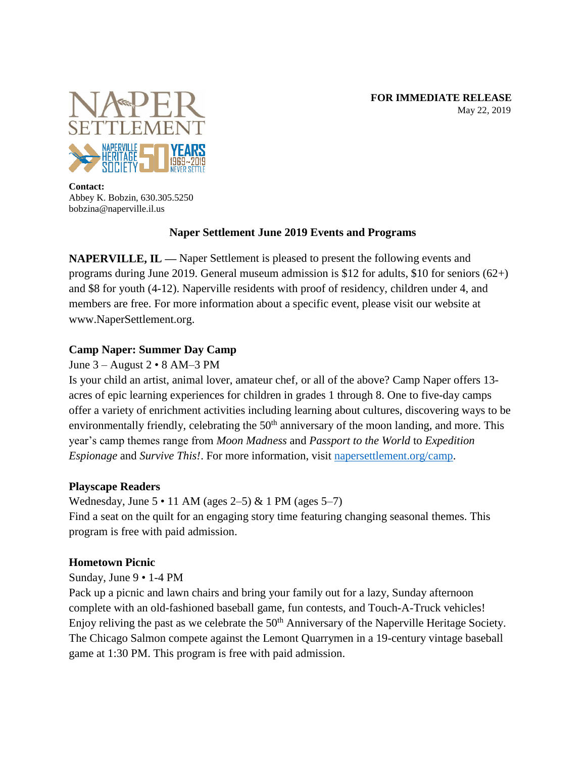**FOR IMMEDIATE RELEASE**
May 22, 2019

**Contact:**
Abbey K. Bobzin, 630.305.5250
bobzina@naperville.il.us

## Naper Settlement June 2019 Events and Programs

**NAPERVILLE, IL —** Naper Settlement is pleased to present the following events and programs during June 2019. General museum admission is $12 for adults, $10 for seniors (62+) and $8 for youth (4-12). Naperville residents with proof of residency, children under 4, and members are free. For more information about a specific event, please visit our website at www.NaperSettlement.org.

### Camp Naper: Summer Day Camp

June 3 – August 2 • 8 AM–3 PM
Is your child an artist, animal lover, amateur chef, or all of the above? Camp Naper offers 13-acres of epic learning experiences for children in grades 1 through 8. One to five-day camps offer a variety of enrichment activities including learning about cultures, discovering ways to be environmentally friendly, celebrating the 50th anniversary of the moon landing, and more. This year's camp themes range from *Moon Madness* and *Passport to the World* to *Expedition Espionage* and *Survive This!*. For more information, visit [napersettlement.org/camp](napersettlement.org/camp).

### Playscape Readers

Wednesday, June 5 • 11 AM (ages 2–5) & 1 PM (ages 5–7)
Find a seat on the quilt for an engaging story time featuring changing seasonal themes. This program is free with paid admission.

### Hometown Picnic

Sunday, June 9 • 1-4 PM
Pack up a picnic and lawn chairs and bring your family out for a lazy, Sunday afternoon complete with an old-fashioned baseball game, fun contests, and Touch-A-Truck vehicles! Enjoy reliving the past as we celebrate the 50th Anniversary of the Naperville Heritage Society. The Chicago Salmon compete against the Lemont Quarrymen in a 19-century vintage baseball game at 1:30 PM. This program is free with paid admission.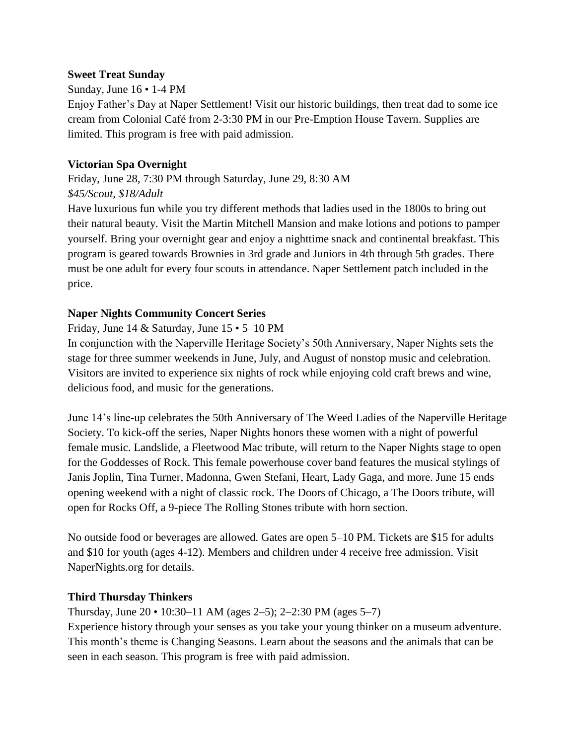**Sweet Treat Sunday**

Sunday, June 16 • 1-4 PM

Enjoy Father's Day at Naper Settlement! Visit our historic buildings, then treat dad to some ice cream from Colonial Café from 2-3:30 PM in our Pre-Emption House Tavern. Supplies are limited. This program is free with paid admission.

**Victorian Spa Overnight**

Friday, June 28, 7:30 PM through Saturday, June 29, 8:30 AM

*$45/Scout, $18/Adult*

Have luxurious fun while you try different methods that ladies used in the 1800s to bring out their natural beauty. Visit the Martin Mitchell Mansion and make lotions and potions to pamper yourself. Bring your overnight gear and enjoy a nighttime snack and continental breakfast. This program is geared towards Brownies in 3rd grade and Juniors in 4th through 5th grades. There must be one adult for every four scouts in attendance. Naper Settlement patch included in the price.

**Naper Nights Community Concert Series**

Friday, June 14 & Saturday, June 15 • 5–10 PM

In conjunction with the Naperville Heritage Society's 50th Anniversary, Naper Nights sets the stage for three summer weekends in June, July, and August of nonstop music and celebration. Visitors are invited to experience six nights of rock while enjoying cold craft brews and wine, delicious food, and music for the generations.

June 14's line-up celebrates the 50th Anniversary of The Weed Ladies of the Naperville Heritage Society. To kick-off the series, Naper Nights honors these women with a night of powerful female music. Landslide, a Fleetwood Mac tribute, will return to the Naper Nights stage to open for the Goddesses of Rock. This female powerhouse cover band features the musical stylings of Janis Joplin, Tina Turner, Madonna, Gwen Stefani, Heart, Lady Gaga, and more. June 15 ends opening weekend with a night of classic rock. The Doors of Chicago, a The Doors tribute, will open for Rocks Off, a 9-piece The Rolling Stones tribute with horn section.

No outside food or beverages are allowed. Gates are open 5–10 PM. Tickets are $15 for adults and $10 for youth (ages 4-12). Members and children under 4 receive free admission. Visit NaperNights.org for details.

**Third Thursday Thinkers**

Thursday, June 20 • 10:30–11 AM (ages 2–5); 2–2:30 PM (ages 5–7)

Experience history through your senses as you take your young thinker on a museum adventure. This month's theme is Changing Seasons. Learn about the seasons and the animals that can be seen in each season. This program is free with paid admission.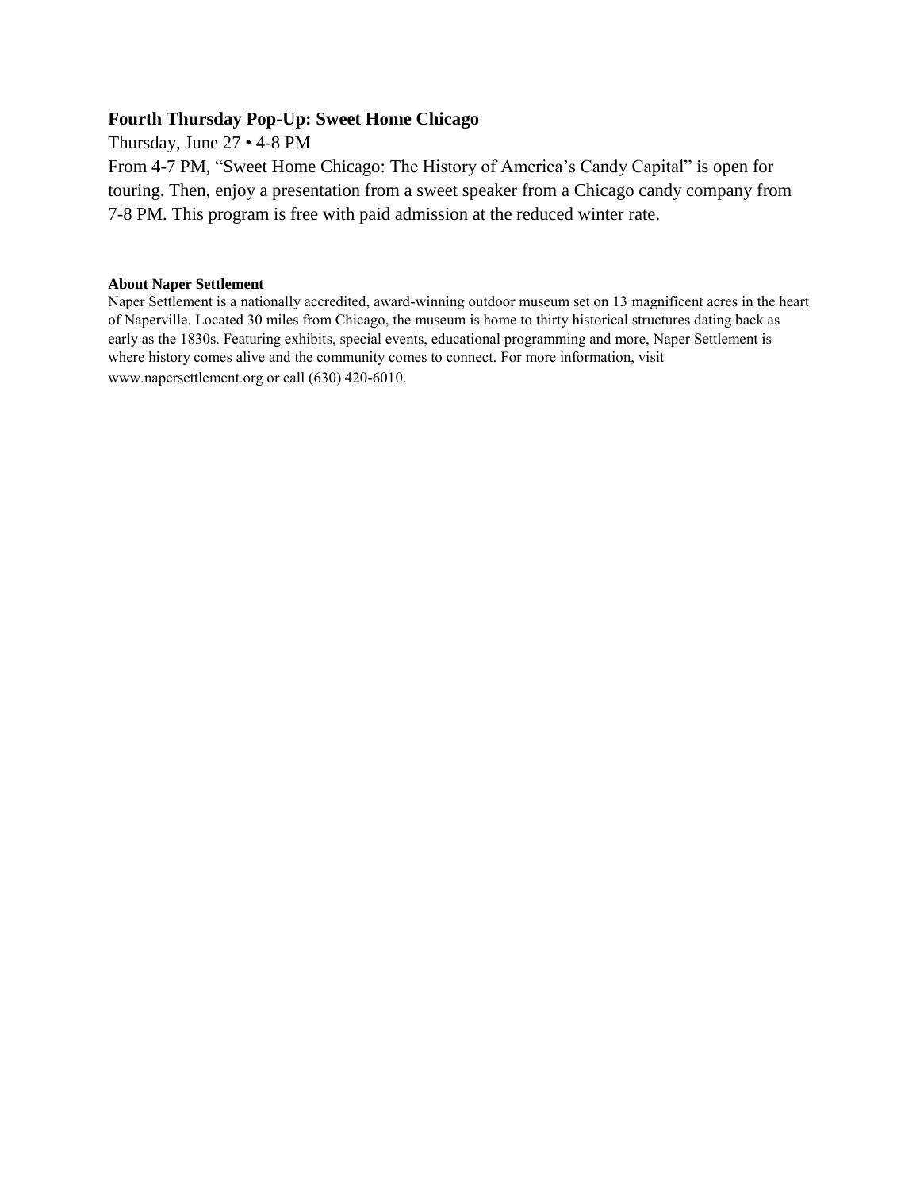**Fourth Thursday Pop-Up: Sweet Home Chicago**

Thursday, June 27 • 4-8 PM

From 4-7 PM, “Sweet Home Chicago: The History of America’s Candy Capital” is open for touring. Then, enjoy a presentation from a sweet speaker from a Chicago candy company from 7-8 PM. This program is free with paid admission at the reduced winter rate.

**About Naper Settlement**

Naper Settlement is a nationally accredited, award-winning outdoor museum set on 13 magnificent acres in the heart of Naperville. Located 30 miles from Chicago, the museum is home to thirty historical structures dating back as early as the 1830s. Featuring exhibits, special events, educational programming and more, Naper Settlement is where history comes alive and the community comes to connect. For more information, visit www.napersettlement.org or call (630) 420-6010.